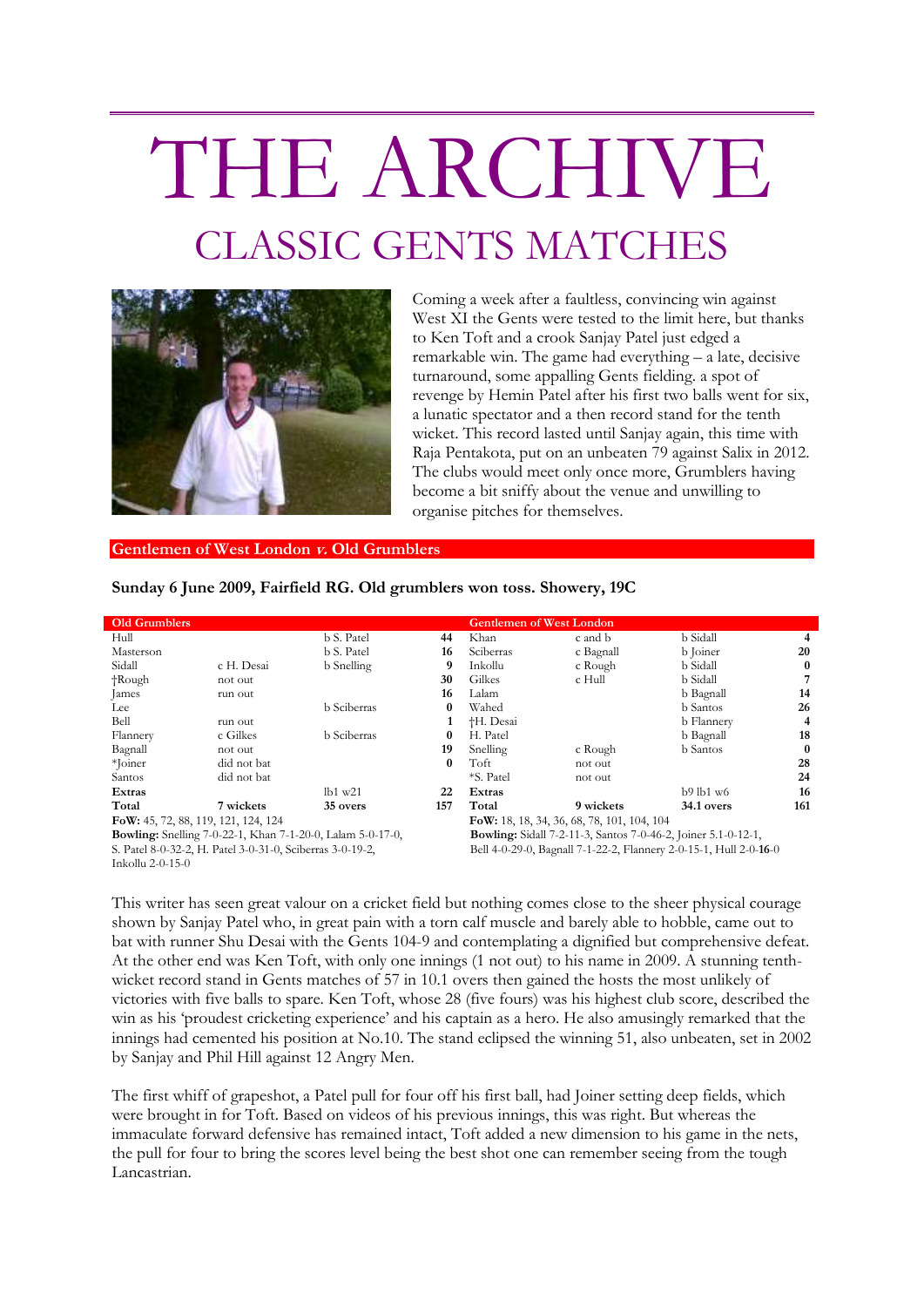# THE ARCHIVE

## CLASSIC GENTS MATCHES

Coming a week after a faultless, convincing win against West XI the Gents were tested to the limit here, but thanks to Ken Toft and a crook Sanjay Patel just edged a remarkable win. The game had everything – a late, decisive turnaround, some appalling Gents fielding. a spot of revenge by Hemin Patel after his first two balls went for six, a lunatic spectator and a then record stand for the tenth wicket. This record lasted until Sanjay again, this time with Raja Pentakota, put on an unbeaten 79 against Salix in 2012. The clubs would meet only once more, Grumblers having become a bit sniffy about the venue and unwilling to organise pitches for themselves.

**Gentlemen of West London *v.* Old Grumblers**

**Sunday 6 June 2009, Fairfield RG. Old grumblers won toss. Showery, 19C**

| Old Grumblers | | | |
|---|---|---|---|
| Hull | | b S. Patel | 44 |
| Masterson | | b S. Patel | 16 |
| Sidall | c H. Desai | b Snelling | 9 |
| †Rough | not out | | 30 |
| James | run out | | 16 |
| Lee | | b Sciberras | 0 |
| Bell | run out | | 1 |
| Flannery | c Gilkes | b Sciberras | 0 |
| Bagnall | not out | | 19 |
| *Joiner | did not bat | | 0 |
| Santos | did not bat | | |
| **Extras** | | lb1 w21 | **22** |
| **Total** | **7 wickets** | **35 overs** | **157** |

**FoW:** 45, 72, 88, 119, 121, 124, 124

**Bowling:** Snelling 7-0-22-1, Khan 7-1-20-0, Lalam 5-0-17-0, S. Patel 8-0-32-2, H. Patel 3-0-31-0, Sciberras 3-0-19-2, Inkollu 2-0-15-0

| Gentlemen of West London | | | |
|---|---|---|---|
| Khan | c and b | b Sidall | 4 |
| Sciberras | c Bagnall | b Joiner | 20 |
| Inkollu | c Rough | b Sidall | 0 |
| Gilkes | c Hull | b Sidall | 7 |
| Lalam | | b Bagnall | 14 |
| Wahed | | b Santos | 26 |
| †H. Desai | | b Flannery | 4 |
| H. Patel | | b Bagnall | 18 |
| Snelling | c Rough | b Santos | 0 |
| Toft | not out | | 28 |
| *S. Patel | not out | | 24 |
| **Extras** | | b9 lb1 w6 | **16** |
| **Total** | **9 wickets** | **34.1 overs** | **161** |

**FoW:** 18, 18, 34, 36, 68, 78, 101, 104, 104

**Bowling:** Sidall 7-2-11-3, Santos 7-0-46-2, Joiner 5.1-0-12-1, Bell 4-0-29-0, Bagnall 7-1-22-2, Flannery 2-0-15-1, Hull 2-0-**16**-0

This writer has seen great valour on a cricket field but nothing comes close to the sheer physical courage shown by Sanjay Patel who, in great pain with a torn calf muscle and barely able to hobble, came out to bat with runner Shu Desai with the Gents 104-9 and contemplating a dignified but comprehensive defeat. At the other end was Ken Toft, with only one innings (1 not out) to his name in 2009. A stunning tenth-wicket record stand in Gents matches of 57 in 10.1 overs then gained the hosts the most unlikely of victories with five balls to spare. Ken Toft, whose 28 (five fours) was his highest club score, described the win as his 'proudest cricketing experience' and his captain as a hero. He also amusingly remarked that the innings had cemented his position at No.10. The stand eclipsed the winning 51, also unbeaten, set in 2002 by Sanjay and Phil Hill against 12 Angry Men.

The first whiff of grapeshot, a Patel pull for four off his first ball, had Joiner setting deep fields, which were brought in for Toft. Based on videos of his previous innings, this was right. But whereas the immaculate forward defensive has remained intact, Toft added a new dimension to his game in the nets, the pull for four to bring the scores level being the best shot one can remember seeing from the tough Lancastrian.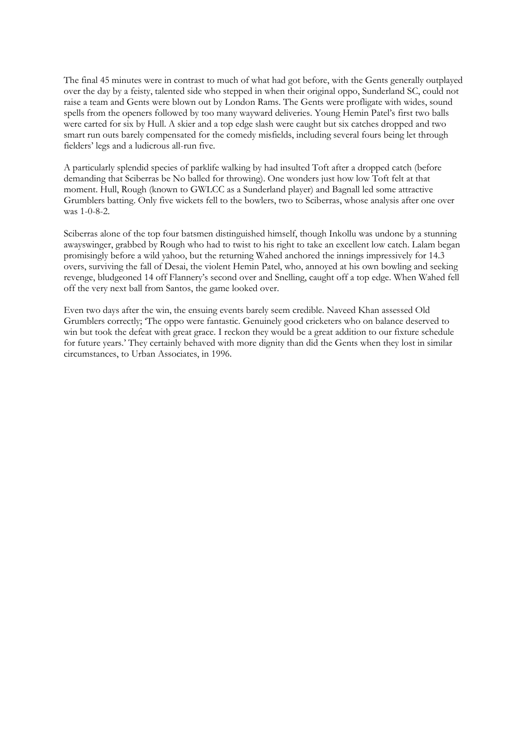The final 45 minutes were in contrast to much of what had got before, with the Gents generally outplayed over the day by a feisty, talented side who stepped in when their original oppo, Sunderland SC, could not raise a team and Gents were blown out by London Rams. The Gents were profligate with wides, sound spells from the openers followed by too many wayward deliveries. Young Hemin Patel's first two balls were carted for six by Hull. A skier and a top edge slash were caught but six catches dropped and two smart run outs barely compensated for the comedy misfields, including several fours being let through fielders' legs and a ludicrous all-run five.

A particularly splendid species of parklife walking by had insulted Toft after a dropped catch (before demanding that Sciberras be No balled for throwing). One wonders just how low Toft felt at that moment. Hull, Rough (known to GWLCC as a Sunderland player) and Bagnall led some attractive Grumblers batting. Only five wickets fell to the bowlers, two to Sciberras, whose analysis after one over was 1-0-8-2.

Sciberras alone of the top four batsmen distinguished himself, though Inkollu was undone by a stunning awayswinger, grabbed by Rough who had to twist to his right to take an excellent low catch. Lalam began promisingly before a wild yahoo, but the returning Wahed anchored the innings impressively for 14.3 overs, surviving the fall of Desai, the violent Hemin Patel, who, annoyed at his own bowling and seeking revenge, bludgeoned 14 off Flannery's second over and Snelling, caught off a top edge. When Wahed fell off the very next ball from Santos, the game looked over.

Even two days after the win, the ensuing events barely seem credible. Naveed Khan assessed Old Grumblers correctly; 'The oppo were fantastic. Genuinely good cricketers who on balance deserved to win but took the defeat with great grace. I reckon they would be a great addition to our fixture schedule for future years.' They certainly behaved with more dignity than did the Gents when they lost in similar circumstances, to Urban Associates, in 1996.